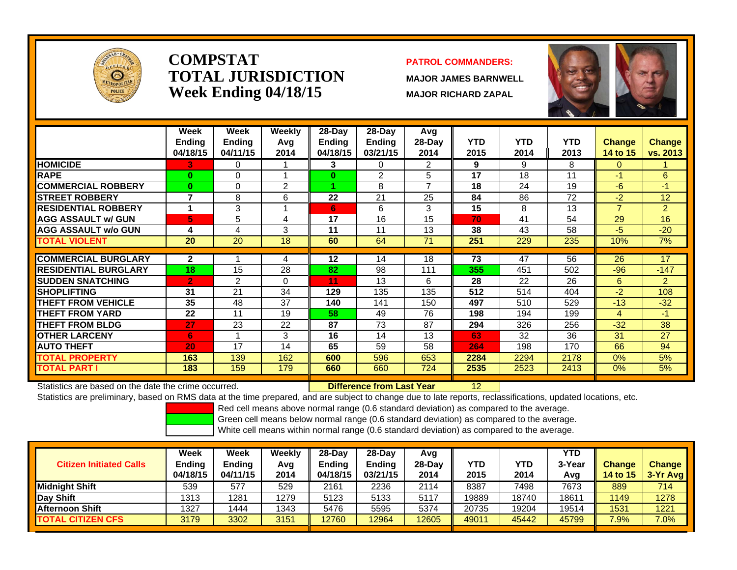# COMPSTAT
# TOTAL JURISDICTION
# Week Ending 04/18/15

**PATROL COMMANDERS:**

**MAJOR JAMES BARNWELL**

**MAJOR RICHARD ZAPAL**

| | Week Ending 04/18/15 | Week Ending 04/11/15 | Weekly Avg 2014 | 28-Day Ending 04/18/15 | 28-Day Ending 03/21/15 | Avg 28-Day 2014 | YTD 2015 | YTD 2014 | YTD 2013 | Change 14 to 15 | Change vs. 2013 |
|---|---|---|---|---|---|---|---|---|---|---|---|
| HOMICIDE | 3 | 0 | 1 | 3 | 0 | 2 | 9 | 9 | 8 | 0 | 1 |
| RAPE | 0 | 0 | 1 | 0 | 2 | 5 | 17 | 18 | 11 | -1 | 6 |
| COMMERCIAL ROBBERY | 0 | 0 | 2 | 1 | 8 | 7 | 18 | 24 | 19 | -6 | -1 |
| STREET ROBBERY | 7 | 8 | 6 | 22 | 21 | 25 | 84 | 86 | 72 | -2 | 12 |
| RESIDENTIAL ROBBERY | 1 | 3 | 1 | 6 | 6 | 3 | 15 | 8 | 13 | 7 | 2 |
| AGG ASSAULT w/ GUN | 5 | 5 | 4 | 17 | 16 | 15 | 70 | 41 | 54 | 29 | 16 |
| AGG ASSAULT w/o GUN | 4 | 4 | 3 | 11 | 11 | 13 | 38 | 43 | 58 | -5 | -20 |
| TOTAL VIOLENT | 20 | 20 | 18 | 60 | 64 | 71 | 251 | 229 | 235 | 10% | 7% |
| COMMERCIAL BURGLARY | 2 | 1 | 4 | 12 | 14 | 18 | 73 | 47 | 56 | 26 | 17 |
| RESIDENTIAL BURGLARY | 18 | 15 | 28 | 82 | 98 | 111 | 355 | 451 | 502 | -96 | -147 |
| SUDDEN SNATCHING | 2 | 2 | 0 | 11 | 13 | 6 | 28 | 22 | 26 | 6 | 2 |
| SHOPLIFTING | 31 | 21 | 34 | 129 | 135 | 135 | 512 | 514 | 404 | -2 | 108 |
| THEFT FROM VEHICLE | 35 | 48 | 37 | 140 | 141 | 150 | 497 | 510 | 529 | -13 | -32 |
| THEFT FROM YARD | 22 | 11 | 19 | 58 | 49 | 76 | 198 | 194 | 199 | 4 | -1 |
| THEFT FROM BLDG | 27 | 23 | 22 | 87 | 73 | 87 | 294 | 326 | 256 | -32 | 38 |
| OTHER LARCENY | 6 | 1 | 3 | 16 | 14 | 13 | 63 | 32 | 36 | 31 | 27 |
| AUTO THEFT | 20 | 17 | 14 | 65 | 59 | 58 | 264 | 198 | 170 | 66 | 94 |
| TOTAL PROPERTY | 163 | 139 | 162 | 600 | 596 | 653 | 2284 | 2294 | 2178 | 0% | 5% |
| TOTAL PART I | 183 | 159 | 179 | 660 | 660 | 724 | 2535 | 2523 | 2413 | 0% | 5% |

Statistics are based on the date the crime occurred. **Difference from Last Year** 12

Statistics are preliminary, based on RMS data at the time prepared, and are subject to change due to late reports, reclassifications, updated locations, etc.

Red cell means above normal range (0.6 standard deviation) as compared to the average.
Green cell means below normal range (0.6 standard deviation) as compared to the average.
White cell means within normal range (0.6 standard deviation) as compared to the average.

| Citizen Initiated Calls | Week Ending 04/18/15 | Week Ending 04/11/15 | Weekly Avg 2014 | 28-Day Ending 04/18/15 | 28-Day Ending 03/21/15 | Avg 28-Day 2014 | YTD 2015 | YTD 2014 | YTD 3-Year Avg | Change 14 to 15 | Change 3-Yr Avg |
|---|---|---|---|---|---|---|---|---|---|---|---|
| Midnight Shift | 539 | 577 | 529 | 2161 | 2236 | 2114 | 8387 | 7498 | 7673 | 889 | 714 |
| Day Shift | 1313 | 1281 | 1279 | 5123 | 5133 | 5117 | 19889 | 18740 | 18611 | 1149 | 1278 |
| Afternoon Shift | 1327 | 1444 | 1343 | 5476 | 5595 | 5374 | 20735 | 19204 | 19514 | 1531 | 1221 |
| TOTAL CITIZEN CFS | 3179 | 3302 | 3151 | 12760 | 12964 | 12605 | 49011 | 45442 | 45799 | 7.9% | 7.0% |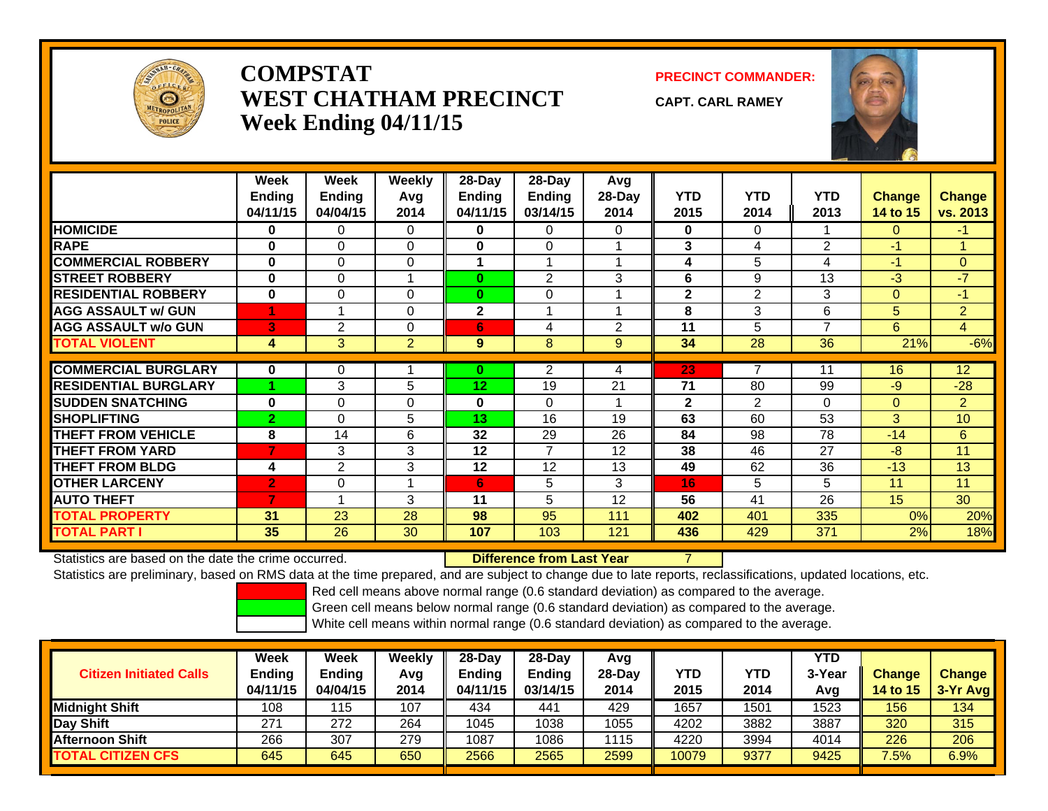# COMPSTAT
# WEST CHATHAM PRECINCT
## Week Ending 04/11/15

**PRECINCT COMMANDER:**

**CAPT. CARL RAMEY**

| | Week Ending 04/11/15 | Week Ending 04/04/15 | Weekly Avg 2014 | 28-Day Ending 04/11/15 | 28-Day Ending 03/14/15 | Avg 28-Day 2014 | YTD 2015 | YTD 2014 | YTD 2013 | Change 14 to 15 | Change vs. 2013 |
|---|---|---|---|---|---|---|---|---|---|---|---|
| HOMICIDE | 0 | 0 | 0 | 0 | 0 | 0 | 0 | 0 | 1 | 0 | -1 |
| RAPE | 0 | 0 | 0 | 0 | 0 | 1 | 3 | 4 | 2 | -1 | 1 |
| COMMERCIAL ROBBERY | 0 | 0 | 0 | 1 | 1 | 1 | 4 | 5 | 4 | -1 | 0 |
| STREET ROBBERY | 0 | 0 | 1 | 0 | 2 | 3 | 6 | 9 | 13 | -3 | -7 |
| RESIDENTIAL ROBBERY | 0 | 0 | 0 | 0 | 0 | 1 | 2 | 2 | 3 | 0 | -1 |
| AGG ASSAULT w/ GUN | 1 | 1 | 0 | 2 | 1 | 1 | 8 | 3 | 6 | 5 | 2 |
| AGG ASSAULT w/o GUN | 3 | 2 | 0 | 6 | 4 | 2 | 11 | 5 | 7 | 6 | 4 |
| TOTAL VIOLENT | 4 | 3 | 2 | 9 | 8 | 9 | 34 | 28 | 36 | 21% | -6% |
| COMMERCIAL BURGLARY | 0 | 0 | 1 | 0 | 2 | 4 | 23 | 7 | 11 | 16 | 12 |
| RESIDENTIAL BURGLARY | 1 | 3 | 5 | 12 | 19 | 21 | 71 | 80 | 99 | -9 | -28 |
| SUDDEN SNATCHING | 0 | 0 | 0 | 0 | 0 | 1 | 2 | 2 | 0 | 0 | 2 |
| SHOPLIFTING | 2 | 0 | 5 | 13 | 16 | 19 | 63 | 60 | 53 | 3 | 10 |
| THEFT FROM VEHICLE | 8 | 14 | 6 | 32 | 29 | 26 | 84 | 98 | 78 | -14 | 6 |
| THEFT FROM YARD | 7 | 3 | 3 | 12 | 7 | 12 | 38 | 46 | 27 | -8 | 11 |
| THEFT FROM BLDG | 4 | 2 | 3 | 12 | 12 | 13 | 49 | 62 | 36 | -13 | 13 |
| OTHER LARCENY | 2 | 0 | 1 | 6 | 5 | 3 | 16 | 5 | 5 | 11 | 11 |
| AUTO THEFT | 7 | 1 | 3 | 11 | 5 | 12 | 56 | 41 | 26 | 15 | 30 |
| TOTAL PROPERTY | 31 | 23 | 28 | 98 | 95 | 111 | 402 | 401 | 335 | 0% | 20% |
| TOTAL PART I | 35 | 26 | 30 | 107 | 103 | 121 | 436 | 429 | 371 | 2% | 18% |

Statistics are based on the date the crime occurred. **Difference from Last Year** 7

Statistics are preliminary, based on RMS data at the time prepared, and are subject to change due to late reports, reclassifications, updated locations, etc.

Red cell means above normal range (0.6 standard deviation) as compared to the average.
Green cell means below normal range (0.6 standard deviation) as compared to the average.
White cell means within normal range (0.6 standard deviation) as compared to the average.

| Citizen Initiated Calls | Week Ending 04/11/15 | Week Ending 04/04/15 | Weekly Avg 2014 | 28-Day Ending 04/11/15 | 28-Day Ending 03/14/15 | Avg 28-Day 2014 | YTD 2015 | YTD 2014 | YTD 3-Year Avg | Change 14 to 15 | Change 3-Yr Avg |
|---|---|---|---|---|---|---|---|---|---|---|---|
| Midnight Shift | 108 | 115 | 107 | 434 | 441 | 429 | 1657 | 1501 | 1523 | 156 | 134 |
| Day Shift | 271 | 272 | 264 | 1045 | 1038 | 1055 | 4202 | 3882 | 3887 | 320 | 315 |
| Afternoon Shift | 266 | 307 | 279 | 1087 | 1086 | 1115 | 4220 | 3994 | 4014 | 226 | 206 |
| TOTAL CITIZEN CFS | 645 | 645 | 650 | 2566 | 2565 | 2599 | 10079 | 9377 | 9425 | 7.5% | 6.9% |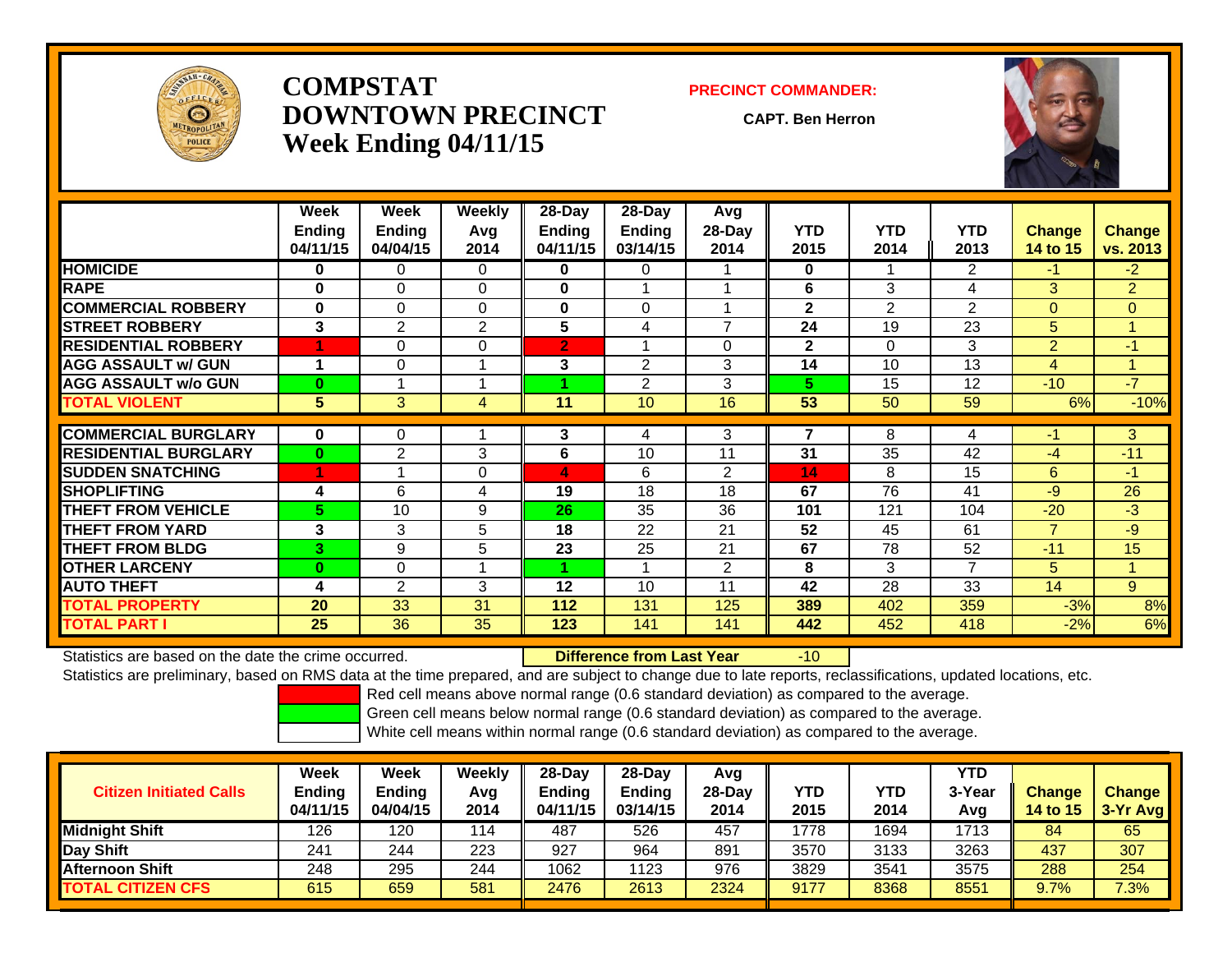# COMPSTAT DOWNTOWN PRECINCT Week Ending 04/11/15

**PRECINCT COMMANDER:**

**CAPT. Ben Herron**

| | Week Ending 04/11/15 | Week Ending 04/04/15 | Weekly Avg 2014 | 28-Day Ending 04/11/15 | 28-Day Ending 03/14/15 | Avg 28-Day 2014 | YTD 2015 | YTD 2014 | YTD 2013 | Change 14 to 15 | Change vs. 2013 |
|---|---|---|---|---|---|---|---|---|---|---|---|
| **HOMICIDE** | 0 | 0 | 0 | 0 | 0 | 1 | 0 | 1 | 2 | -1 | -2 |
| **RAPE** | 0 | 0 | 0 | 0 | 1 | 1 | 6 | 3 | 4 | 3 | 2 |
| **COMMERCIAL ROBBERY** | 0 | 0 | 0 | 0 | 0 | 1 | 2 | 2 | 2 | 0 | 0 |
| **STREET ROBBERY** | 3 | 2 | 2 | 5 | 4 | 7 | 24 | 19 | 23 | 5 | 1 |
| **RESIDENTIAL ROBBERY** | 1 | 0 | 0 | 2 | 1 | 0 | 2 | 0 | 3 | 2 | -1 |
| **AGG ASSAULT w/ GUN** | 1 | 0 | 1 | 3 | 2 | 3 | 14 | 10 | 13 | 4 | 1 |
| **AGG ASSAULT w/o GUN** | 0 | 1 | 1 | 1 | 2 | 3 | 5 | 15 | 12 | -10 | -7 |
| **TOTAL VIOLENT** | 5 | 3 | 4 | 11 | 10 | 16 | 53 | 50 | 59 | 6% | -10% |
| **COMMERCIAL BURGLARY** | 0 | 0 | 1 | 3 | 4 | 3 | 7 | 8 | 4 | -1 | 3 |
| **RESIDENTIAL BURGLARY** | 0 | 2 | 3 | 6 | 10 | 11 | 31 | 35 | 42 | -4 | -11 |
| **SUDDEN SNATCHING** | 1 | 1 | 0 | 4 | 6 | 2 | 14 | 8 | 15 | 6 | -1 |
| **SHOPLIFTING** | 4 | 6 | 4 | 19 | 18 | 18 | 67 | 76 | 41 | -9 | 26 |
| **THEFT FROM VEHICLE** | 5 | 10 | 9 | 26 | 35 | 36 | 101 | 121 | 104 | -20 | -3 |
| **THEFT FROM YARD** | 3 | 3 | 5 | 18 | 22 | 21 | 52 | 45 | 61 | 7 | -9 |
| **THEFT FROM BLDG** | 3 | 9 | 5 | 23 | 25 | 21 | 67 | 78 | 52 | -11 | 15 |
| **OTHER LARCENY** | 0 | 0 | 1 | 1 | 1 | 2 | 8 | 3 | 7 | 5 | 1 |
| **AUTO THEFT** | 4 | 2 | 3 | 12 | 10 | 11 | 42 | 28 | 33 | 14 | 9 |
| **TOTAL PROPERTY** | 20 | 33 | 31 | 112 | 131 | 125 | 389 | 402 | 359 | -3% | 8% |
| **TOTAL PART I** | 25 | 36 | 35 | 123 | 141 | 141 | 442 | 452 | 418 | -2% | 6% |

Statistics are based on the date the crime occurred. **Difference from Last Year** -10

Statistics are preliminary, based on RMS data at the time prepared, and are subject to change due to late reports, reclassifications, updated locations, etc.

Red cell means above normal range (0.6 standard deviation) as compared to the average.

Green cell means below normal range (0.6 standard deviation) as compared to the average.

White cell means within normal range (0.6 standard deviation) as compared to the average.

| Citizen Initiated Calls | Week Ending 04/11/15 | Week Ending 04/04/15 | Weekly Avg 2014 | 28-Day Ending 04/11/15 | 28-Day Ending 03/14/15 | Avg 28-Day 2014 | YTD 2015 | YTD 2014 | YTD 3-Year Avg | Change 14 to 15 | Change 3-Yr Avg |
|---|---|---|---|---|---|---|---|---|---|---|---|
| **Midnight Shift** | 126 | 120 | 114 | 487 | 526 | 457 | 1778 | 1694 | 1713 | 84 | 65 |
| **Day Shift** | 241 | 244 | 223 | 927 | 964 | 891 | 3570 | 3133 | 3263 | 437 | 307 |
| **Afternoon Shift** | 248 | 295 | 244 | 1062 | 1123 | 976 | 3829 | 3541 | 3575 | 288 | 254 |
| **TOTAL CITIZEN CFS** | 615 | 659 | 581 | 2476 | 2613 | 2324 | 9177 | 8368 | 8551 | 9.7% | 7.3% |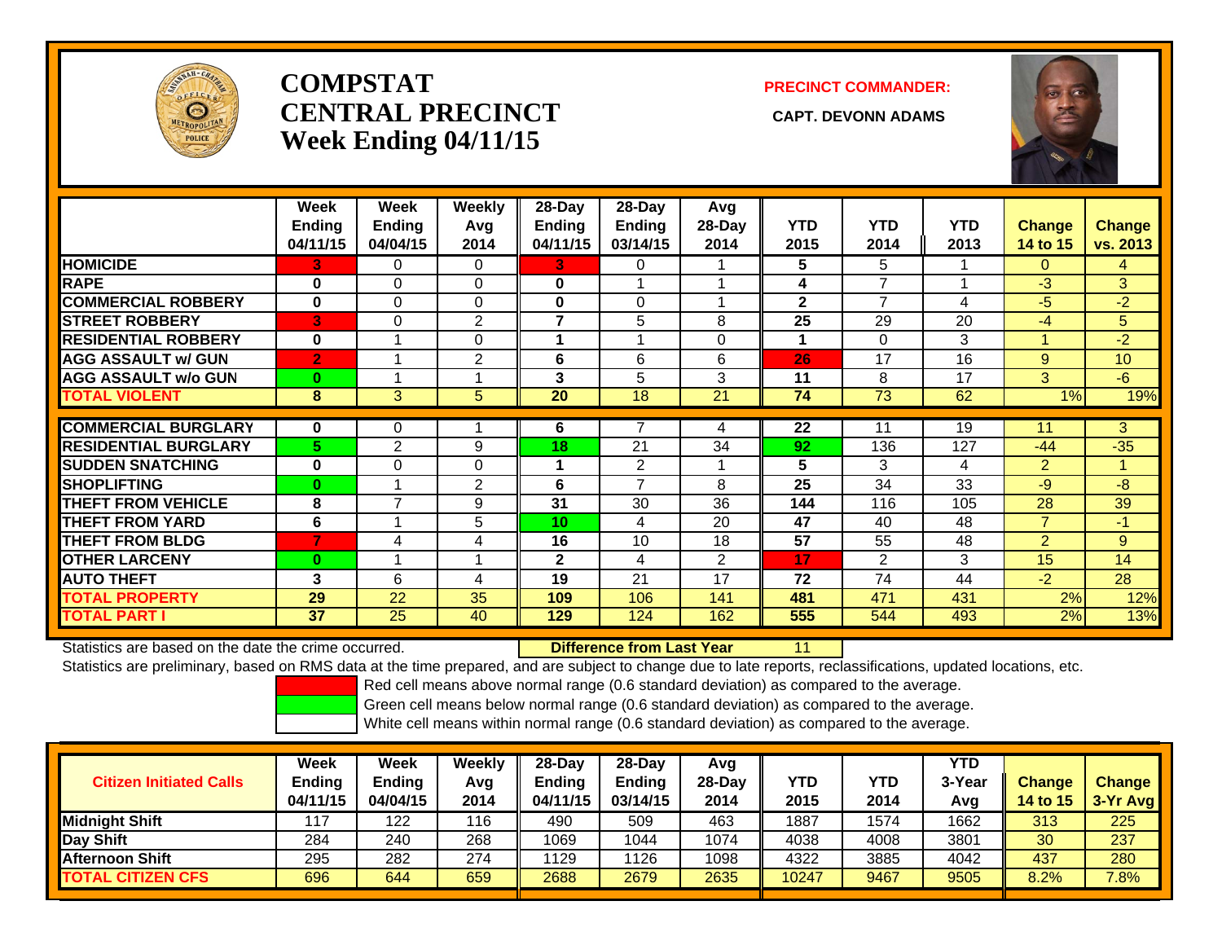# COMPSTAT
# CENTRAL PRECINCT
# Week Ending 04/11/15

**PRECINCT COMMANDER:**

**CAPT. DEVONN ADAMS**

| | Week Ending 04/11/15 | Week Ending 04/04/15 | Weekly Avg 2014 | 28-Day Ending 04/11/15 | 28-Day Ending 03/14/15 | Avg 28-Day 2014 | YTD 2015 | YTD 2014 | YTD 2013 | Change 14 to 15 | Change vs. 2013 |
|---|---|---|---|---|---|---|---|---|---|---|---|
| **HOMICIDE** | 3 | 0 | 0 | 3 | 0 | 1 | 5 | 5 | 1 | 0 | 4 |
| **RAPE** | 0 | 0 | 0 | 0 | 1 | 1 | 4 | 7 | 1 | -3 | 3 |
| **COMMERCIAL ROBBERY** | 0 | 0 | 0 | 0 | 0 | 1 | 2 | 7 | 4 | -5 | -2 |
| **STREET ROBBERY** | 3 | 0 | 2 | 7 | 5 | 8 | 25 | 29 | 20 | -4 | 5 |
| **RESIDENTIAL ROBBERY** | 0 | 1 | 0 | 1 | 1 | 0 | 1 | 0 | 3 | 1 | -2 |
| **AGG ASSAULT w/ GUN** | 2 | 1 | 2 | 6 | 6 | 6 | 26 | 17 | 16 | 9 | 10 |
| **AGG ASSAULT w/o GUN** | 0 | 1 | 1 | 3 | 5 | 3 | 11 | 8 | 17 | 3 | -6 |
| **TOTAL VIOLENT** | 8 | 3 | 5 | 20 | 18 | 21 | 74 | 73 | 62 | 1% | 19% |
| **COMMERCIAL BURGLARY** | 0 | 0 | 1 | 6 | 7 | 4 | 22 | 11 | 19 | 11 | 3 |
| **RESIDENTIAL BURGLARY** | 5 | 2 | 9 | 18 | 21 | 34 | 92 | 136 | 127 | -44 | -35 |
| **SUDDEN SNATCHING** | 0 | 0 | 0 | 1 | 2 | 1 | 5 | 3 | 4 | 2 | 1 |
| **SHOPLIFTING** | 0 | 1 | 2 | 6 | 7 | 8 | 25 | 34 | 33 | -9 | -8 |
| **THEFT FROM VEHICLE** | 8 | 7 | 9 | 31 | 30 | 36 | 144 | 116 | 105 | 28 | 39 |
| **THEFT FROM YARD** | 6 | 1 | 5 | 10 | 4 | 20 | 47 | 40 | 48 | 7 | -1 |
| **THEFT FROM BLDG** | 7 | 4 | 4 | 16 | 10 | 18 | 57 | 55 | 48 | 2 | 9 |
| **OTHER LARCENY** | 0 | 1 | 1 | 2 | 4 | 2 | 17 | 2 | 3 | 15 | 14 |
| **AUTO THEFT** | 3 | 6 | 4 | 19 | 21 | 17 | 72 | 74 | 44 | -2 | 28 |
| **TOTAL PROPERTY** | 29 | 22 | 35 | 109 | 106 | 141 | 481 | 471 | 431 | 2% | 12% |
| **TOTAL PART I** | 37 | 25 | 40 | 129 | 124 | 162 | 555 | 544 | 493 | 2% | 13% |

Statistics are based on the date the crime occurred. **Difference from Last Year** 11

Statistics are preliminary, based on RMS data at the time prepared, and are subject to change due to late reports, reclassifications, updated locations, etc.

Red cell means above normal range (0.6 standard deviation) as compared to the average.

Green cell means below normal range (0.6 standard deviation) as compared to the average.

White cell means within normal range (0.6 standard deviation) as compared to the average.

| Citizen Initiated Calls | Week Ending 04/11/15 | Week Ending 04/04/15 | Weekly Avg 2014 | 28-Day Ending 04/11/15 | 28-Day Ending 03/14/15 | Avg 28-Day 2014 | YTD 2015 | YTD 2014 | YTD 3-Year Avg | Change 14 to 15 | Change 3-Yr Avg |
|---|---|---|---|---|---|---|---|---|---|---|---|
| **Midnight Shift** | 117 | 122 | 116 | 490 | 509 | 463 | 1887 | 1574 | 1662 | 313 | 225 |
| **Day Shift** | 284 | 240 | 268 | 1069 | 1044 | 1074 | 4038 | 4008 | 3801 | 30 | 237 |
| **Afternoon Shift** | 295 | 282 | 274 | 1129 | 1126 | 1098 | 4322 | 3885 | 4042 | 437 | 280 |
| **TOTAL CITIZEN CFS** | 696 | 644 | 659 | 2688 | 2679 | 2635 | 10247 | 9467 | 9505 | 8.2% | 7.8% |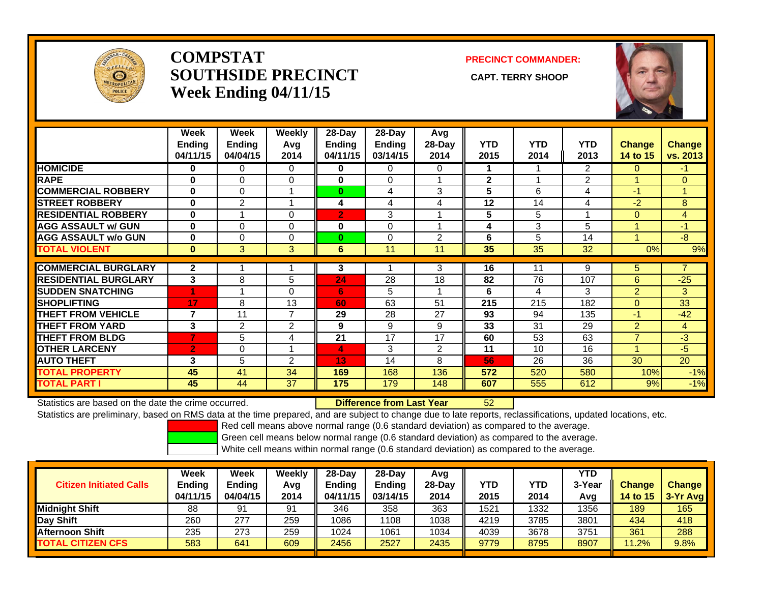# COMPSTAT SOUTHSIDE PRECINCT
## Week Ending 04/11/15

**PRECINCT COMMANDER:**

**CAPT. TERRY SHOOP**

| | Week Ending 04/11/15 | Week Ending 04/04/15 | Weekly Avg 2014 | 28-Day Ending 04/11/15 | 28-Day Ending 03/14/15 | Avg 28-Day 2014 | YTD 2015 | YTD 2014 | YTD 2013 | Change 14 to 15 | Change vs. 2013 |
|---|---|---|---|---|---|---|---|---|---|---|---|
| HOMICIDE | 0 | 0 | 0 | 0 | 0 | 0 | 1 | 1 | 2 | 0 | -1 |
| RAPE | 0 | 0 | 0 | 0 | 0 | 1 | 2 | 1 | 2 | 1 | 0 |
| COMMERCIAL ROBBERY | 0 | 0 | 1 | 0 | 4 | 3 | 5 | 6 | 4 | -1 | 1 |
| STREET ROBBERY | 0 | 2 | 1 | 4 | 4 | 4 | 12 | 14 | 4 | -2 | 8 |
| RESIDENTIAL ROBBERY | 0 | 1 | 0 | 2 | 3 | 1 | 5 | 5 | 1 | 0 | 4 |
| AGG ASSAULT w/ GUN | 0 | 0 | 0 | 0 | 0 | 1 | 4 | 3 | 5 | 1 | -1 |
| AGG ASSAULT w/o GUN | 0 | 0 | 0 | 0 | 0 | 2 | 6 | 5 | 14 | 1 | -8 |
| TOTAL VIOLENT | 0 | 3 | 3 | 6 | 11 | 11 | 35 | 35 | 32 | 0% | 9% |
| COMMERCIAL BURGLARY | 2 | 1 | 1 | 3 | 1 | 3 | 16 | 11 | 9 | 5 | 7 |
| RESIDENTIAL BURGLARY | 3 | 8 | 5 | 24 | 28 | 18 | 82 | 76 | 107 | 6 | -25 |
| SUDDEN SNATCHING | 1 | 1 | 0 | 6 | 5 | 1 | 6 | 4 | 3 | 2 | 3 |
| SHOPLIFTING | 17 | 8 | 13 | 60 | 63 | 51 | 215 | 215 | 182 | 0 | 33 |
| THEFT FROM VEHICLE | 7 | 11 | 7 | 29 | 28 | 27 | 93 | 94 | 135 | -1 | -42 |
| THEFT FROM YARD | 3 | 2 | 2 | 9 | 9 | 9 | 33 | 31 | 29 | 2 | 4 |
| THEFT FROM BLDG | 7 | 5 | 4 | 21 | 17 | 17 | 60 | 53 | 63 | 7 | -3 |
| OTHER LARCENY | 2 | 0 | 1 | 4 | 3 | 2 | 11 | 10 | 16 | 1 | -5 |
| AUTO THEFT | 3 | 5 | 2 | 13 | 14 | 8 | 56 | 26 | 36 | 30 | 20 |
| TOTAL PROPERTY | 45 | 41 | 34 | 169 | 168 | 136 | 572 | 520 | 580 | 10% | -1% |
| TOTAL PART I | 45 | 44 | 37 | 175 | 179 | 148 | 607 | 555 | 612 | 9% | -1% |

Statistics are based on the date the crime occurred. **Difference from Last Year** 52

Statistics are preliminary, based on RMS data at the time prepared, and are subject to change due to late reports, reclassifications, updated locations, etc.

Red cell means above normal range (0.6 standard deviation) as compared to the average.

Green cell means below normal range (0.6 standard deviation) as compared to the average.

White cell means within normal range (0.6 standard deviation) as compared to the average.

| Citizen Initiated Calls | Week Ending 04/11/15 | Week Ending 04/04/15 | Weekly Avg 2014 | 28-Day Ending 04/11/15 | 28-Day Ending 03/14/15 | Avg 28-Day 2014 | YTD 2015 | YTD 2014 | YTD 3-Year Avg | Change 14 to 15 | Change 3-Yr Avg |
|---|---|---|---|---|---|---|---|---|---|---|---|
| Midnight Shift | 88 | 91 | 91 | 346 | 358 | 363 | 1521 | 1332 | 1356 | 189 | 165 |
| Day Shift | 260 | 277 | 259 | 1086 | 1108 | 1038 | 4219 | 3785 | 3801 | 434 | 418 |
| Afternoon Shift | 235 | 273 | 259 | 1024 | 1061 | 1034 | 4039 | 3678 | 3751 | 361 | 288 |
| TOTAL CITIZEN CFS | 583 | 641 | 609 | 2456 | 2527 | 2435 | 9779 | 8795 | 8907 | 11.2% | 9.8% |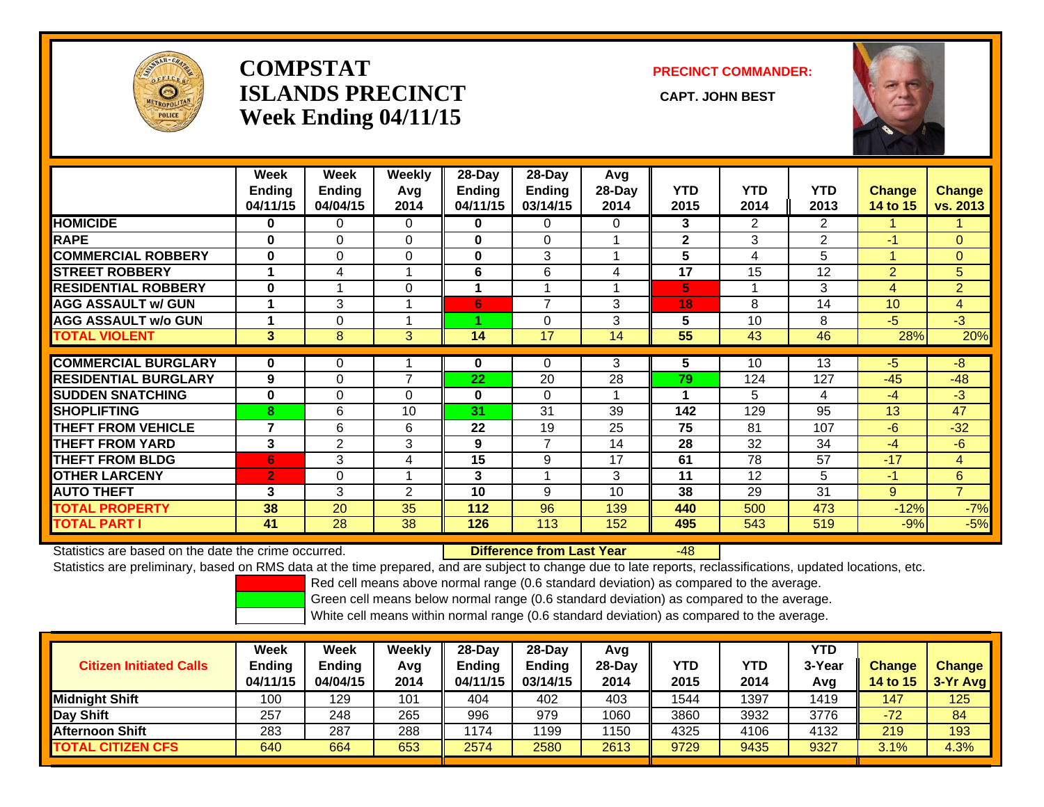# COMPSTAT
# ISLANDS PRECINCT
# Week Ending 04/11/15

**PRECINCT COMMANDER:**

**CAPT. JOHN BEST**

| | Week Ending 04/11/15 | Week Ending 04/04/15 | Weekly Avg 2014 | 28-Day Ending 04/11/15 | 28-Day Ending 03/14/15 | Avg 28-Day 2014 | YTD 2015 | YTD 2014 | YTD 2013 | Change 14 to 15 | Change vs. 2013 |
|---|---|---|---|---|---|---|---|---|---|---|---|
| HOMICIDE | 0 | 0 | 0 | 0 | 0 | 0 | 3 | 2 | 2 | 1 | 1 |
| RAPE | 0 | 0 | 0 | 0 | 0 | 1 | 2 | 3 | 2 | -1 | 0 |
| COMMERCIAL ROBBERY | 0 | 0 | 0 | 0 | 3 | 1 | 5 | 4 | 5 | 1 | 0 |
| STREET ROBBERY | 1 | 4 | 1 | 6 | 6 | 4 | 17 | 15 | 12 | 2 | 5 |
| RESIDENTIAL ROBBERY | 0 | 1 | 0 | 1 | 1 | 1 | 5 | 1 | 3 | 4 | 2 |
| AGG ASSAULT w/ GUN | 1 | 3 | 1 | 6 | 7 | 3 | 18 | 8 | 14 | 10 | 4 |
| AGG ASSAULT w/o GUN | 1 | 0 | 1 | 1 | 0 | 3 | 5 | 10 | 8 | -5 | -3 |
| TOTAL VIOLENT | 3 | 8 | 3 | 14 | 17 | 14 | 55 | 43 | 46 | 28% | 20% |
| COMMERCIAL BURGLARY | 0 | 0 | 1 | 0 | 0 | 3 | 5 | 10 | 13 | -5 | -8 |
| RESIDENTIAL BURGLARY | 9 | 0 | 7 | 22 | 20 | 28 | 79 | 124 | 127 | -45 | -48 |
| SUDDEN SNATCHING | 0 | 0 | 0 | 0 | 0 | 1 | 1 | 5 | 4 | -4 | -3 |
| SHOPLIFTING | 8 | 6 | 10 | 31 | 31 | 39 | 142 | 129 | 95 | 13 | 47 |
| THEFT FROM VEHICLE | 7 | 6 | 6 | 22 | 19 | 25 | 75 | 81 | 107 | -6 | -32 |
| THEFT FROM YARD | 3 | 2 | 3 | 9 | 7 | 14 | 28 | 32 | 34 | -4 | -6 |
| THEFT FROM BLDG | 6 | 3 | 4 | 15 | 9 | 17 | 61 | 78 | 57 | -17 | 4 |
| OTHER LARCENY | 2 | 0 | 1 | 3 | 1 | 3 | 11 | 12 | 5 | -1 | 6 |
| AUTO THEFT | 3 | 3 | 2 | 10 | 9 | 10 | 38 | 29 | 31 | 9 | 7 |
| TOTAL PROPERTY | 38 | 20 | 35 | 112 | 96 | 139 | 440 | 500 | 473 | -12% | -7% |
| TOTAL PART I | 41 | 28 | 38 | 126 | 113 | 152 | 495 | 543 | 519 | -9% | -5% |

Statistics are based on the date the crime occurred. **Difference from Last Year** -48

Statistics are preliminary, based on RMS data at the time prepared, and are subject to change due to late reports, reclassifications, updated locations, etc.

Red cell means above normal range (0.6 standard deviation) as compared to the average.
Green cell means below normal range (0.6 standard deviation) as compared to the average.
White cell means within normal range (0.6 standard deviation) as compared to the average.

| Citizen Initiated Calls | Week Ending 04/11/15 | Week Ending 04/04/15 | Weekly Avg 2014 | 28-Day Ending 04/11/15 | 28-Day Ending 03/14/15 | Avg 28-Day 2014 | YTD 2015 | YTD 2014 | YTD 3-Year Avg | Change 14 to 15 | Change 3-Yr Avg |
|---|---|---|---|---|---|---|---|---|---|---|---|
| Midnight Shift | 100 | 129 | 101 | 404 | 402 | 403 | 1544 | 1397 | 1419 | 147 | 125 |
| Day Shift | 257 | 248 | 265 | 996 | 979 | 1060 | 3860 | 3932 | 3776 | -72 | 84 |
| Afternoon Shift | 283 | 287 | 288 | 1174 | 1199 | 1150 | 4325 | 4106 | 4132 | 219 | 193 |
| TOTAL CITIZEN CFS | 640 | 664 | 653 | 2574 | 2580 | 2613 | 9729 | 9435 | 9327 | 3.1% | 4.3% |